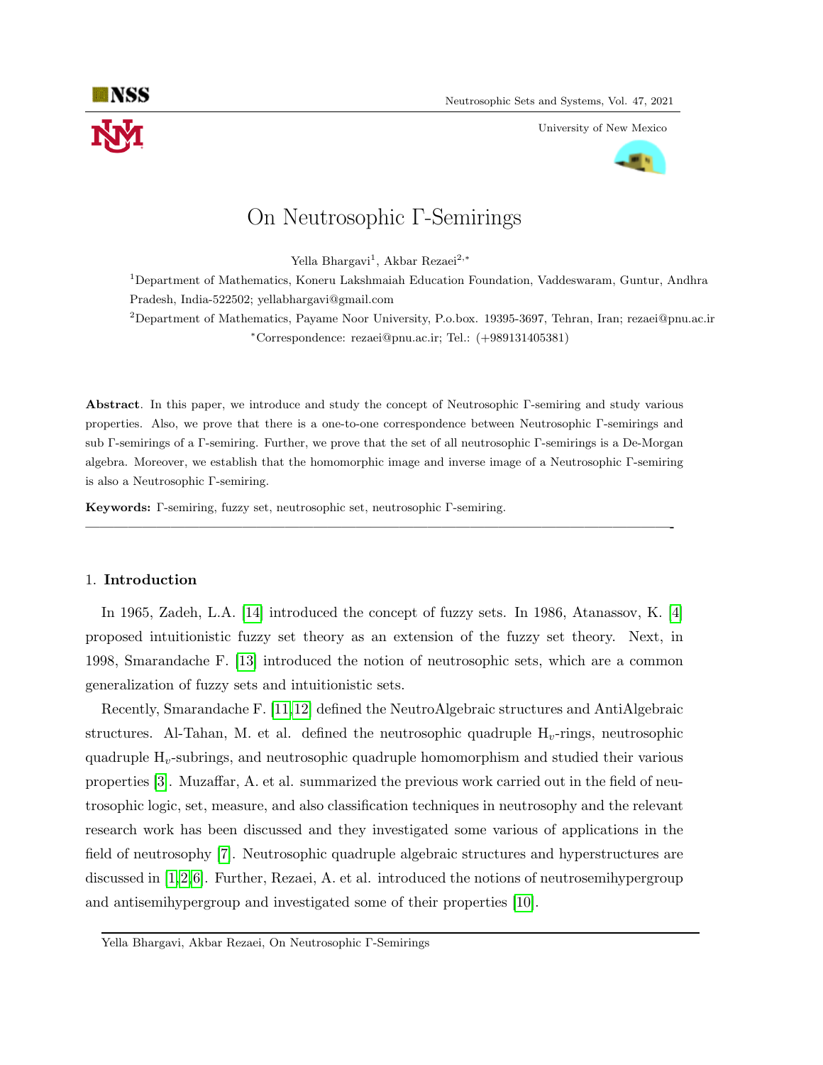# On Neutrosophic Γ-Semirings

Yella Bhargavi[1], Akbar Rezaei[2,*]

[1]Department of Mathematics, Koneru Lakshmaiah Education Foundation, Vaddeswaram, Guntur, Andhra Pradesh, India-522502; yellabhargavi@gmail.com

[2]Department of Mathematics, Payame Noor University, P.o.box. 19395-3697, Tehran, Iran; rezaei@pnu.ac.ir

[*]Correspondence: rezaei@pnu.ac.ir; Tel.: (+989131405381)

**Abstract**. In this paper, we introduce and study the concept of Neutrosophic Γ-semiring and study various properties. Also, we prove that there is a one-to-one correspondence between Neutrosophic Γ-semirings and sub Γ-semirings of a Γ-semiring. Further, we prove that the set of all neutrosophic Γ-semirings is a De-Morgan algebra. Moreover, we establish that the homomorphic image and inverse image of a Neutrosophic Γ-semiring is also a Neutrosophic Γ-semiring.

**Keywords:** Γ-semiring, fuzzy set, neutrosophic set, neutrosophic Γ-semiring.

---

## 1. Introduction

In 1965, Zadeh, L.A. [14] introduced the concept of fuzzy sets. In 1986, Atanassov, K. [4] proposed intuitionistic fuzzy set theory as an extension of the fuzzy set theory. Next, in 1998, Smarandache F. [13] introduced the notion of neutrosophic sets, which are a common generalization of fuzzy sets and intuitionistic sets.

Recently, Smarandache F. [11,12] defined the NeutroAlgebraic structures and AntiAlgebraic structures. Al-Tahan, M. et al. defined the neutrosophic quadruple $H_v$-rings, neutrosophic quadruple $H_v$-subrings, and neutrosophic quadruple homomorphism and studied their various properties [3]. Muzaffar, A. et al. summarized the previous work carried out in the field of neutrosophic logic, set, measure, and also classification techniques in neutrosophy and the relevant research work has been discussed and they investigated some various of applications in the field of neutrosophy [7]. Neutrosophic quadruple algebraic structures and hyperstructures are discussed in [1,2,6]. Further, Rezaei, A. et al. introduced the notions of neutrosemihypergroup and antisemihypergroup and investigated some of their properties [10].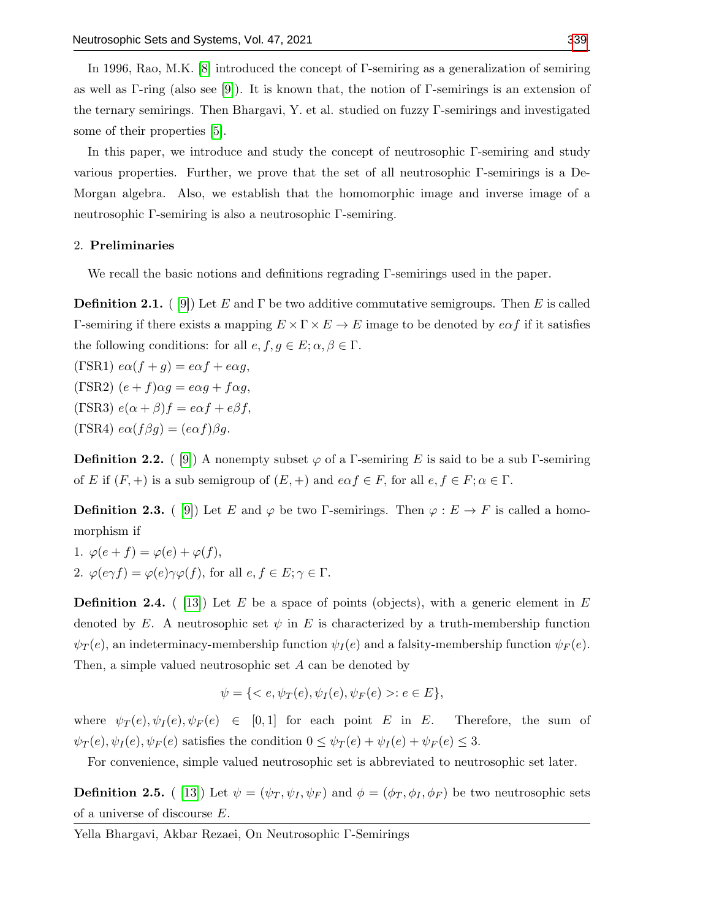In 1996, Rao, M.K. [8] introduced the concept of Γ-semiring as a generalization of semiring as well as Γ-ring (also see [9]). It is known that, the notion of Γ-semirings is an extension of the ternary semirings. Then Bhargavi, Y. et al. studied on fuzzy Γ-semirings and investigated some of their properties [5].

In this paper, we introduce and study the concept of neutrosophic Γ-semiring and study various properties. Further, we prove that the set of all neutrosophic Γ-semirings is a De-Morgan algebra. Also, we establish that the homomorphic image and inverse image of a neutrosophic Γ-semiring is also a neutrosophic Γ-semiring.

## 2. Preliminaries

We recall the basic notions and definitions regrading Γ-semirings used in the paper.

**Definition 2.1.** ( [9]) Let $E$ and $\Gamma$ be two additive commutative semigroups. Then $E$ is called Γ-semiring if there exists a mapping $E \times \Gamma \times E \to E$ image to be denoted by $e\alpha f$ if it satisfies the following conditions: for all $e, f, g \in E; \alpha, \beta \in \Gamma$.

(ΓSR1) $e\alpha(f + g) = e\alpha f + e\alpha g$,

(ΓSR2) $(e + f)\alpha g = e\alpha g + f\alpha g$,

(ΓSR3) $e(\alpha + \beta)f = e\alpha f + e\beta f$,

(ΓSR4) $e\alpha(f\beta g) = (e\alpha f)\beta g$.

**Definition 2.2.** ( [9]) A nonempty subset $\varphi$ of a Γ-semiring $E$ is said to be a sub Γ-semiring of $E$ if $(F, +)$ is a sub semigroup of $(E, +)$ and $e\alpha f \in F$, for all $e, f \in F; \alpha \in \Gamma$.

**Definition 2.3.** ( [9]) Let $E$ and $\varphi$ be two Γ-semirings. Then $\varphi : E \to F$ is called a homomorphism if

1. $\varphi(e + f) = \varphi(e) + \varphi(f)$,
2. $\varphi(e\gamma f) = \varphi(e)\gamma\varphi(f)$, for all $e, f \in E; \gamma \in \Gamma$.

**Definition 2.4.** ( [13]) Let $E$ be a space of points (objects), with a generic element in $E$ denoted by $E$. A neutrosophic set $\psi$ in $E$ is characterized by a truth-membership function $\psi_T(e)$, an indeterminacy-membership function $\psi_I(e)$ and a falsity-membership function $\psi_F(e)$. Then, a simple valued neutrosophic set $A$ can be denoted by

$$\psi = \{< e, \psi_T(e), \psi_I(e), \psi_F(e) >: e \in E\},$$

where $\psi_T(e), \psi_I(e), \psi_F(e) \in [0, 1]$ for each point $E$ in $E$. Therefore, the sum of $\psi_T(e), \psi_I(e), \psi_F(e)$ satisfies the condition $0 \leq \psi_T(e) + \psi_I(e) + \psi_F(e) \leq 3$.

For convenience, simple valued neutrosophic set is abbreviated to neutrosophic set later.

**Definition 2.5.** ( [13]) Let $\psi = (\psi_T, \psi_I, \psi_F)$ and $\phi = (\phi_T, \phi_I, \phi_F)$ be two neutrosophic sets of a universe of discourse $E$.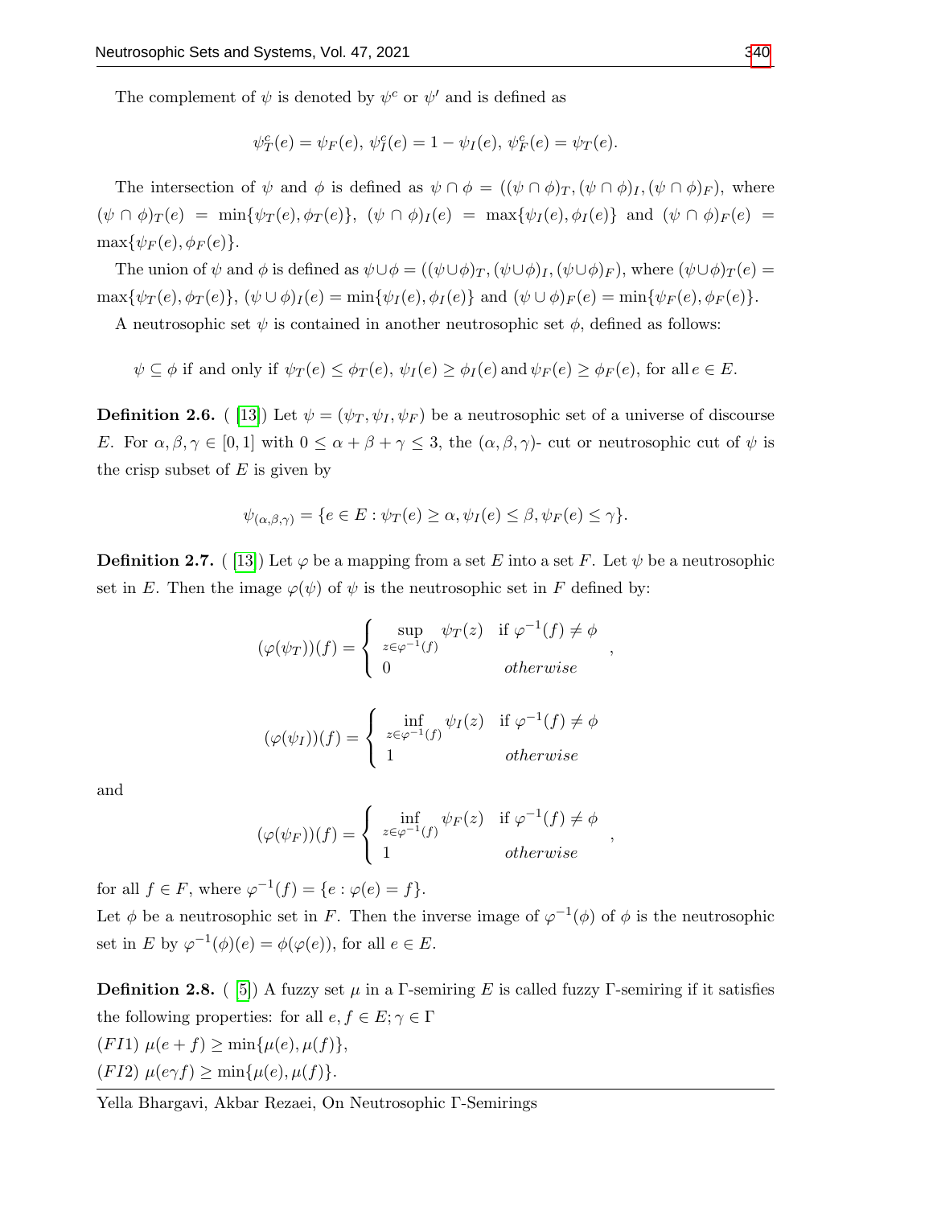The complement of $\psi$ is denoted by $\psi^c$ or $\psi'$ and is defined as

$$\psi^c_T(e) = \psi_F(e),\ \psi^c_I(e) = 1 - \psi_I(e),\ \psi^c_F(e) = \psi_T(e).$$

The intersection of $\psi$ and $\phi$ is defined as $\psi \cap \phi = ((\psi \cap \phi)_T, (\psi \cap \phi)_I, (\psi \cap \phi)_F)$, where $(\psi \cap \phi)_T(e) = \min\{\psi_T(e), \phi_T(e)\}$, $(\psi \cap \phi)_I(e) = \max\{\psi_I(e), \phi_I(e)\}$ and $(\psi \cap \phi)_F(e) = \max\{\psi_F(e), \phi_F(e)\}$.

The union of $\psi$ and $\phi$ is defined as $\psi \cup \phi = ((\psi \cup \phi)_T, (\psi \cup \phi)_I, (\psi \cup \phi)_F)$, where $(\psi \cup \phi)_T(e) = \max\{\psi_T(e), \phi_T(e)\}$, $(\psi \cup \phi)_I(e) = \min\{\psi_I(e), \phi_I(e)\}$ and $(\psi \cup \phi)_F(e) = \min\{\psi_F(e), \phi_F(e)\}$.

A neutrosophic set $\psi$ is contained in another neutrosophic set $\phi$, defined as follows:

$$\psi \subseteq \phi \text{ if and only if } \psi_T(e) \leq \phi_T(e),\ \psi_I(e) \geq \phi_I(e) \text{ and } \psi_F(e) \geq \phi_F(e), \text{ for all } e \in E.$$

**Definition 2.6.** ( [13]) Let $\psi = (\psi_T, \psi_I, \psi_F)$ be a neutrosophic set of a universe of discourse $E$. For $\alpha, \beta, \gamma \in [0, 1]$ with $0 \leq \alpha + \beta + \gamma \leq 3$, the $(\alpha, \beta, \gamma)$- cut or neutrosophic cut of $\psi$ is the crisp subset of $E$ is given by

$$\psi_{(\alpha,\beta,\gamma)} = \{e \in E : \psi_T(e) \geq \alpha, \psi_I(e) \leq \beta, \psi_F(e) \leq \gamma\}.$$

**Definition 2.7.** ( [13]) Let $\varphi$ be a mapping from a set $E$ into a set $F$. Let $\psi$ be a neutrosophic set in $E$. Then the image $\varphi(\psi)$ of $\psi$ is the neutrosophic set in $F$ defined by:

$$(\varphi(\psi_T))(f) = \begin{cases} \sup\limits_{z \in \varphi^{-1}(f)} \psi_T(z) & \text{if } \varphi^{-1}(f) \neq \phi \\ 0 & otherwise \end{cases},$$

$$(\varphi(\psi_I))(f) = \begin{cases} \inf\limits_{z \in \varphi^{-1}(f)} \psi_I(z) & \text{if } \varphi^{-1}(f) \neq \phi \\ 1 & otherwise \end{cases}$$

and

$$(\varphi(\psi_F))(f) = \begin{cases} \inf\limits_{z \in \varphi^{-1}(f)} \psi_F(z) & \text{if } \varphi^{-1}(f) \neq \phi \\ 1 & otherwise \end{cases},$$

for all $f \in F$, where $\varphi^{-1}(f) = \{e : \varphi(e) = f\}$.
Let $\phi$ be a neutrosophic set in $F$. Then the inverse image of $\varphi^{-1}(\phi)$ of $\phi$ is the neutrosophic set in $E$ by $\varphi^{-1}(\phi)(e) = \phi(\varphi(e))$, for all $e \in E$.

**Definition 2.8.** ( [5]) A fuzzy set $\mu$ in a $\Gamma$-semiring $E$ is called fuzzy $\Gamma$-semiring if it satisfies the following properties: for all $e, f \in E; \gamma \in \Gamma$
$(FI1)$ $\mu(e + f) \geq \min\{\mu(e), \mu(f)\}$,
$(FI2)$ $\mu(e\gamma f) \geq \min\{\mu(e), \mu(f)\}$.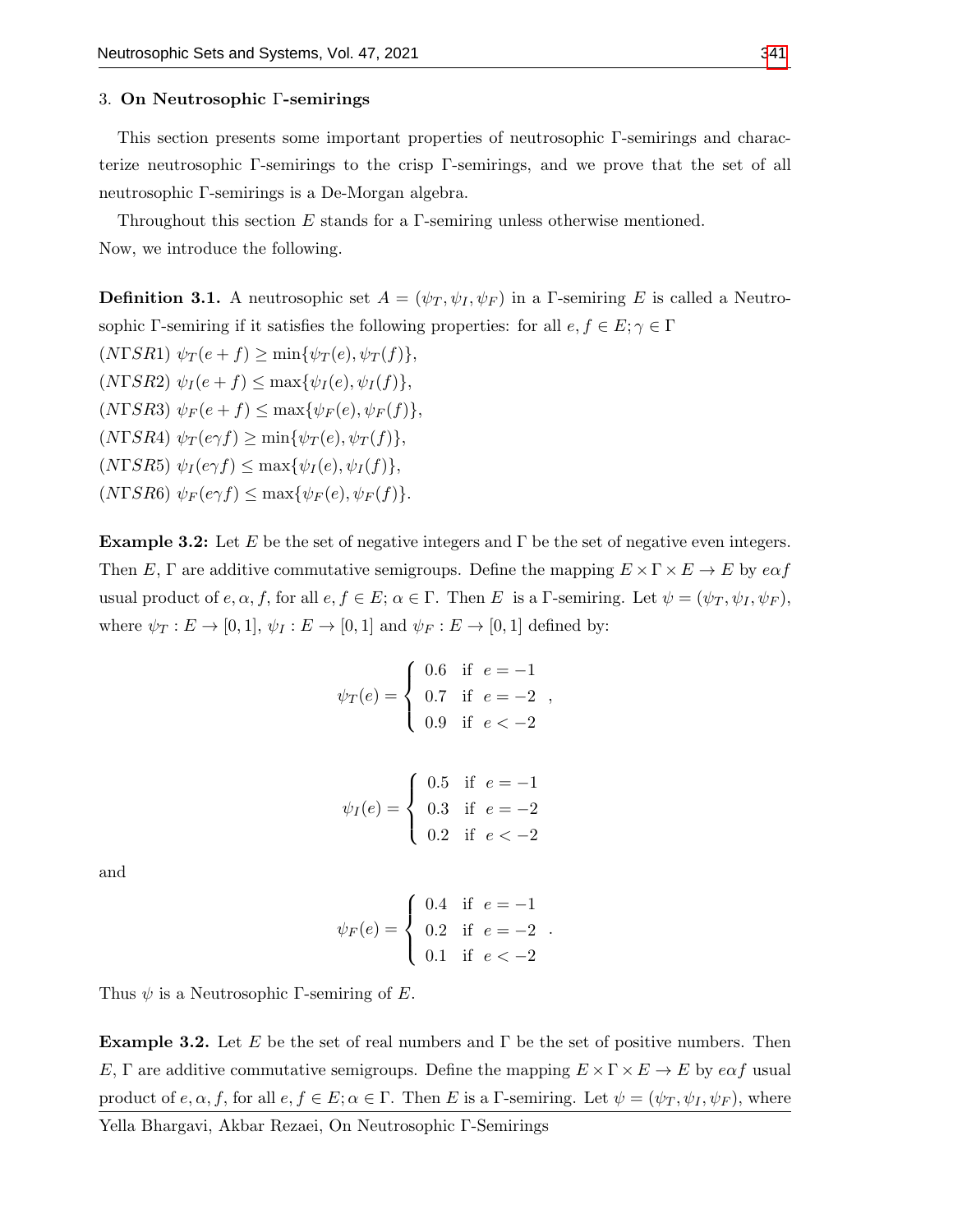## 3. On Neutrosophic Γ-semirings

This section presents some important properties of neutrosophic Γ-semirings and characterize neutrosophic Γ-semirings to the crisp Γ-semirings, and we prove that the set of all neutrosophic Γ-semirings is a De-Morgan algebra.

Throughout this section $E$ stands for a Γ-semiring unless otherwise mentioned.
Now, we introduce the following.

**Definition 3.1.** A neutrosophic set $A = (\psi_T, \psi_I, \psi_F)$ in a Γ-semiring $E$ is called a Neutrosophic Γ-semiring if it satisfies the following properties: for all $e, f \in E; \gamma \in \Gamma$

$(N\Gamma SR1)$ $\psi_T(e + f) \geq \min\{\psi_T(e), \psi_T(f)\}$,

$(N\Gamma SR2)$ $\psi_I(e + f) \leq \max\{\psi_I(e), \psi_I(f)\}$,

$(N\Gamma SR3)$ $\psi_F(e + f) \leq \max\{\psi_F(e), \psi_F(f)\}$,

$(N\Gamma SR4)$ $\psi_T(e\gamma f) \geq \min\{\psi_T(e), \psi_T(f)\}$,

$(N\Gamma SR5)$ $\psi_I(e\gamma f) \leq \max\{\psi_I(e), \psi_I(f)\}$,

$(N\Gamma SR6)$ $\psi_F(e\gamma f) \leq \max\{\psi_F(e), \psi_F(f)\}$.

**Example 3.2:** Let $E$ be the set of negative integers and $\Gamma$ be the set of negative even integers. Then $E$, $\Gamma$ are additive commutative semigroups. Define the mapping $E \times \Gamma \times E \to E$ by $e\alpha f$ usual product of $e, \alpha, f$, for all $e, f \in E; \alpha \in \Gamma$. Then $E$ is a Γ-semiring. Let $\psi = (\psi_T, \psi_I, \psi_F)$, where $\psi_T : E \to [0, 1]$, $\psi_I : E \to [0, 1]$ and $\psi_F : E \to [0, 1]$ defined by:

$$\psi_T(e) = \begin{cases} 0.6 & \text{if } e = -1 \\ 0.7 & \text{if } e = -2 \\ 0.9 & \text{if } e < -2 \end{cases},$$

$$\psi_I(e) = \begin{cases} 0.5 & \text{if } e = -1 \\ 0.3 & \text{if } e = -2 \\ 0.2 & \text{if } e < -2 \end{cases}$$

and

$$\psi_F(e) = \begin{cases} 0.4 & \text{if } e = -1 \\ 0.2 & \text{if } e = -2 \\ 0.1 & \text{if } e < -2 \end{cases}.$$

Thus $\psi$ is a Neutrosophic Γ-semiring of $E$.

**Example 3.2.** Let $E$ be the set of real numbers and $\Gamma$ be the set of positive numbers. Then $E$, $\Gamma$ are additive commutative semigroups. Define the mapping $E \times \Gamma \times E \to E$ by $e\alpha f$ usual product of $e, \alpha, f$, for all $e, f \in E; \alpha \in \Gamma$. Then $E$ is a Γ-semiring. Let $\psi = (\psi_T, \psi_I, \psi_F)$, where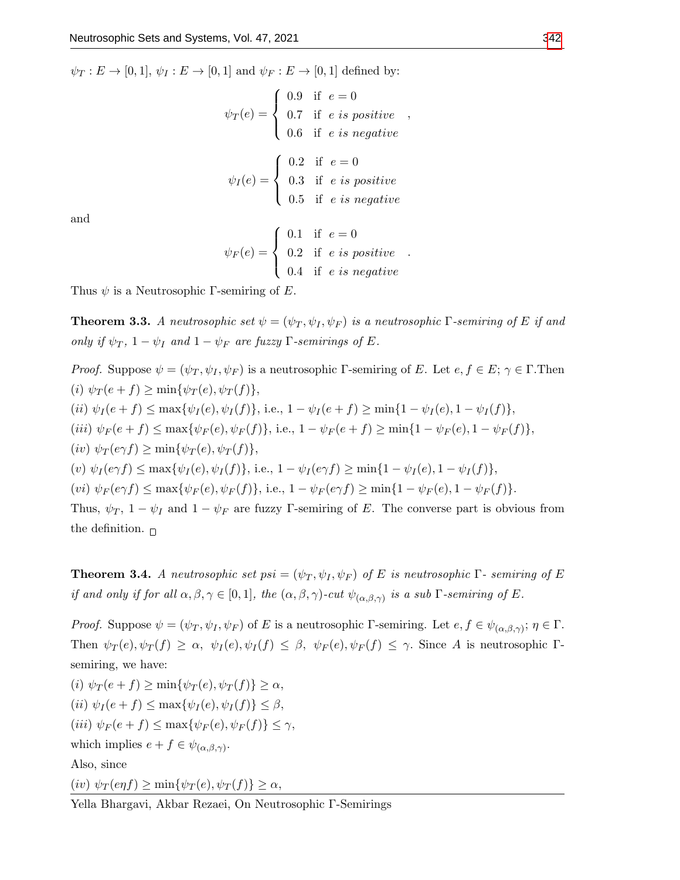$\psi_T : E \to [0,1]$, $\psi_I : E \to [0,1]$ and $\psi_F : E \to [0,1]$ defined by:

$$\psi_T(e) = \begin{cases} 0.9 & \text{if } e = 0 \\ 0.7 & \text{if } e \text{ is positive} \\ 0.6 & \text{if } e \text{ is negative} \end{cases},$$

$$\psi_I(e) = \begin{cases} 0.2 & \text{if } e = 0 \\ 0.3 & \text{if } e \text{ is positive} \\ 0.5 & \text{if } e \text{ is negative} \end{cases}$$

and

$$\psi_F(e) = \begin{cases} 0.1 & \text{if } e = 0 \\ 0.2 & \text{if } e \text{ is positive} \\ 0.4 & \text{if } e \text{ is negative} \end{cases}.$$

Thus $\psi$ is a Neutrosophic $\Gamma$-semiring of $E$.

**Theorem 3.3.** *A neutrosophic set $\psi = (\psi_T, \psi_I, \psi_F)$ is a neutrosophic $\Gamma$-semiring of $E$ if and only if $\psi_T$, $1-\psi_I$ and $1-\psi_F$ are fuzzy $\Gamma$-semirings of $E$.*

*Proof.* Suppose $\psi = (\psi_T, \psi_I, \psi_F)$ is a neutrosophic $\Gamma$-semiring of $E$. Let $e, f \in E$; $\gamma \in \Gamma$.Then

$(i)$ $\psi_T(e+f) \geq \min\{\psi_T(e), \psi_T(f)\}$,

$(ii)$ $\psi_I(e+f) \leq \max\{\psi_I(e), \psi_I(f)\}$, i.e., $1-\psi_I(e+f) \geq \min\{1-\psi_I(e), 1-\psi_I(f)\}$,

$(iii)$ $\psi_F(e+f) \leq \max\{\psi_F(e), \psi_F(f)\}$, i.e., $1-\psi_F(e+f) \geq \min\{1-\psi_F(e), 1-\psi_F(f)\}$,

$(iv)$ $\psi_T(e\gamma f) \geq \min\{\psi_T(e), \psi_T(f)\}$,

$(v)$ $\psi_I(e\gamma f) \leq \max\{\psi_I(e), \psi_I(f)\}$, i.e., $1-\psi_I(e\gamma f) \geq \min\{1-\psi_I(e), 1-\psi_I(f)\}$,

$(vi)$ $\psi_F(e\gamma f) \leq \max\{\psi_F(e), \psi_F(f)\}$, i.e., $1-\psi_F(e\gamma f) \geq \min\{1-\psi_F(e), 1-\psi_F(f)\}$.

Thus, $\psi_T$, $1-\psi_I$ and $1-\psi_F$ are fuzzy $\Gamma$-semiring of $E$. The converse part is obvious from the definition. $\square$

**Theorem 3.4.** *A neutrosophic set $psi = (\psi_T, \psi_I, \psi_F)$ of $E$ is neutrosophic $\Gamma$- semiring of $E$ if and only if for all $\alpha, \beta, \gamma \in [0,1]$, the $(\alpha, \beta, \gamma)$-cut $\psi_{(\alpha,\beta,\gamma)}$ is a sub $\Gamma$-semiring of $E$.*

*Proof.* Suppose $\psi = (\psi_T, \psi_I, \psi_F)$ of $E$ is a neutrosophic $\Gamma$-semiring. Let $e, f \in \psi_{(\alpha,\beta,\gamma)}$; $\eta \in \Gamma$. Then $\psi_T(e), \psi_T(f) \geq \alpha$, $\psi_I(e), \psi_I(f) \leq \beta$, $\psi_F(e), \psi_F(f) \leq \gamma$. Since $A$ is neutrosophic $\Gamma$-semiring, we have:

$(i)$ $\psi_T(e+f) \geq \min\{\psi_T(e), \psi_T(f)\} \geq \alpha$,

$(ii)$ $\psi_I(e+f) \leq \max\{\psi_I(e), \psi_I(f)\} \leq \beta$,

$(iii)$ $\psi_F(e+f) \leq \max\{\psi_F(e), \psi_F(f)\} \leq \gamma$,

which implies $e+f \in \psi_{(\alpha,\beta,\gamma)}$.

Also, since

$(iv)$ $\psi_T(e\eta f) \geq \min\{\psi_T(e), \psi_T(f)\} \geq \alpha$,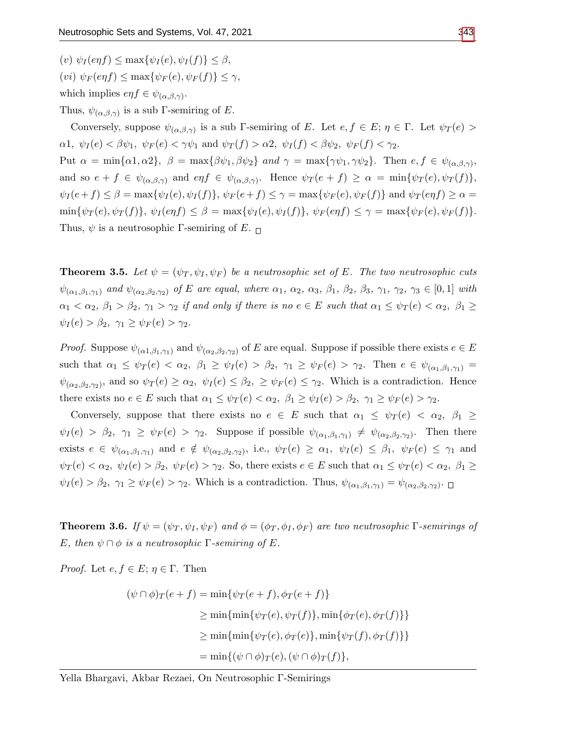$(v)$ $\psi_I(e\eta f) \leq \max\{\psi_I(e), \psi_I(f)\} \leq \beta$,

$(vi)$ $\psi_F(e\eta f) \leq \max\{\psi_F(e), \psi_F(f)\} \leq \gamma$,

which implies $e\eta f \in \psi_{(\alpha,\beta,\gamma)}$.

Thus, $\psi_{(\alpha,\beta,\gamma)}$ is a sub $\Gamma$-semiring of $E$.

Conversely, suppose $\psi_{(\alpha,\beta,\gamma)}$ is a sub $\Gamma$-semiring of $E$. Let $e, f \in E$; $\eta \in \Gamma$. Let $\psi_T(e) > \alpha 1,\ \psi_I(e) < \beta\psi_1,\ \psi_F(e) < \gamma\psi_1$ and $\psi_T(f) > \alpha 2,\ \psi_I(f) < \beta\psi_2,\ \psi_F(f) < \gamma_2$.

Put $\alpha = \min\{\alpha 1, \alpha 2\}$, $\beta = \max\{\beta\psi_1, \beta\psi_2\}$ *and* $\gamma = \max\{\gamma\psi_1, \gamma\psi_2\}$. Then $e, f \in \psi_{(\alpha,\beta,\gamma)}$, and so $e + f \in \psi_{(\alpha,\beta,\gamma)}$ and $e\eta f \in \psi_{(\alpha,\beta,\gamma)}$. Hence $\psi_T(e + f) \geq \alpha = \min\{\psi_T(e), \psi_T(f)\}$, $\psi_I(e+f) \leq \beta = \max\{\psi_I(e), \psi_I(f)\}$, $\psi_F(e+f) \leq \gamma = \max\{\psi_F(e), \psi_F(f)\}$ and $\psi_T(e\eta f) \geq \alpha = \min\{\psi_T(e), \psi_T(f)\}$, $\psi_I(e\eta f) \leq \beta = \max\{\psi_I(e), \psi_I(f)\}$, $\psi_F(e\eta f) \leq \gamma = \max\{\psi_F(e), \psi_F(f)\}$. Thus, $\psi$ is a neutrosophic $\Gamma$-semiring of $E$. □

**Theorem 3.5.** *Let $\psi = (\psi_T, \psi_I, \psi_F)$ be a neutrosophic set of $E$. The two neutrosophic cuts $\psi_{(\alpha_1,\beta_1,\gamma_1)}$ and $\psi_{(\alpha_2,\beta_2,\gamma_2)}$ of $E$ are equal, where $\alpha_1$, $\alpha_2$, $\alpha_3$, $\beta_1$, $\beta_2$, $\beta_3$, $\gamma_1$, $\gamma_2$, $\gamma_3 \in [0, 1]$ with $\alpha_1 < \alpha_2$, $\beta_1 > \beta_2$, $\gamma_1 > \gamma_2$ if and only if there is no $e \in E$ such that $\alpha_1 \leq \psi_T(e) < \alpha_2$, $\beta_1 \geq \psi_I(e) > \beta_2$, $\gamma_1 \geq \psi_F(e) > \gamma_2$.*

*Proof.* Suppose $\psi_{(\alpha 1,\beta_1,\gamma_1)}$ and $\psi_{(\alpha_2,\beta_2,\gamma_2)}$ of $E$ are equal. Suppose if possible there exists $e \in E$ such that $\alpha_1 \leq \psi_T(e) < \alpha_2$, $\beta_1 \geq \psi_I(e) > \beta_2$, $\gamma_1 \geq \psi_F(e) > \gamma_2$. Then $e \in \psi_{(\alpha_1,\beta_1,\gamma_1)} = \psi_{(\alpha_2,\beta_2,\gamma_2)}$, and so $\psi_T(e) \geq \alpha_2$, $\psi_I(e) \leq \beta_2$, $\geq \psi_F(e) \leq \gamma_2$. Which is a contradiction. Hence there exists no $e \in E$ such that $\alpha_1 \leq \psi_T(e) < \alpha_2$, $\beta_1 \geq \psi_I(e) > \beta_2$, $\gamma_1 \geq \psi_F(e) > \gamma_2$.

Conversely, suppose that there exists no $e \in E$ such that $\alpha_1 \leq \psi_T(e) < \alpha_2$, $\beta_1 \geq \psi_I(e) > \beta_2$, $\gamma_1 \geq \psi_F(e) > \gamma_2$. Suppose if possible $\psi_{(\alpha_1,\beta_1,\gamma_1)} \neq \psi_{(\alpha_2,\beta_2,\gamma_2)}$. Then there exists $e \in \psi_{(\alpha_1,\beta_1,\gamma_1)}$ and $e \notin \psi_{(\alpha_2,\beta_2,\gamma_2)}$, i.e., $\psi_T(e) \geq \alpha_1$, $\psi_I(e) \leq \beta_1$, $\psi_F(e) \leq \gamma_1$ and $\psi_T(e) < \alpha_2$, $\psi_I(e) > \beta_2$, $\psi_F(e) > \gamma_2$. So, there exists $e \in E$ such that $\alpha_1 \leq \psi_T(e) < \alpha_2$, $\beta_1 \geq \psi_I(e) > \beta_2$, $\gamma_1 \geq \psi_F(e) > \gamma_2$. Which is a contradiction. Thus, $\psi_{(\alpha_1,\beta_1,\gamma_1)} = \psi_{(\alpha_2,\beta_2,\gamma_2)}$. □

**Theorem 3.6.** *If $\psi = (\psi_T, \psi_I, \psi_F)$ and $\phi = (\phi_T, \phi_I, \phi_F)$ are two neutrosophic $\Gamma$-semirings of $E$, then $\psi \cap \phi$ is a neutrosophic $\Gamma$-semiring of $E$.*

*Proof.* Let $e, f \in E$; $\eta \in \Gamma$. Then

$$
\begin{aligned}
(\psi \cap \phi)_T(e + f) &= \min\{\psi_T(e + f), \phi_T(e + f)\} \\
&\geq \min\{\min\{\psi_T(e), \psi_T(f)\}, \min\{\phi_T(e), \phi_T(f)\}\} \\
&\geq \min\{\min\{\psi_T(e), \phi_T(e)\}, \min\{\psi_T(f), \phi_T(f)\}\} \\
&= \min\{(\psi \cap \phi)_T(e), (\psi \cap \phi)_T(f)\},
\end{aligned}
$$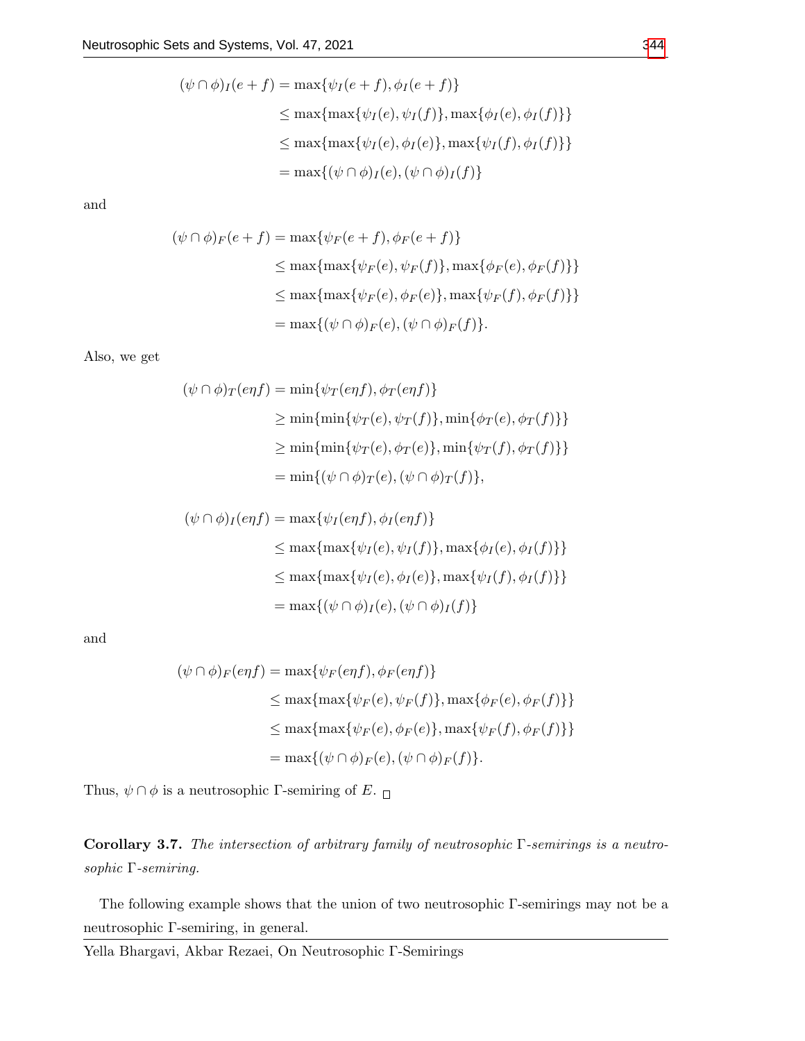$$
\begin{aligned}
(\psi \cap \phi)_I(e+f) &= \max\{\psi_I(e+f), \phi_I(e+f)\} \\
&\leq \max\{\max\{\psi_I(e), \psi_I(f)\}, \max\{\phi_I(e), \phi_I(f)\}\} \\
&\leq \max\{\max\{\psi_I(e), \phi_I(e)\}, \max\{\psi_I(f), \phi_I(f)\}\} \\
&= \max\{(\psi \cap \phi)_I(e), (\psi \cap \phi)_I(f)\}
\end{aligned}
$$

and

$$
\begin{aligned}
(\psi \cap \phi)_F(e+f) &= \max\{\psi_F(e+f), \phi_F(e+f)\} \\
&\leq \max\{\max\{\psi_F(e), \psi_F(f)\}, \max\{\phi_F(e), \phi_F(f)\}\} \\
&\leq \max\{\max\{\psi_F(e), \phi_F(e)\}, \max\{\psi_F(f), \phi_F(f)\}\} \\
&= \max\{(\psi \cap \phi)_F(e), (\psi \cap \phi)_F(f)\}.
\end{aligned}
$$

Also, we get

$$
\begin{aligned}
(\psi \cap \phi)_T(e\eta f) &= \min\{\psi_T(e\eta f), \phi_T(e\eta f)\} \\
&\geq \min\{\min\{\psi_T(e), \psi_T(f)\}, \min\{\phi_T(e), \phi_T(f)\}\} \\
&\geq \min\{\min\{\psi_T(e), \phi_T(e)\}, \min\{\psi_T(f), \phi_T(f)\}\} \\
&= \min\{(\psi \cap \phi)_T(e), (\psi \cap \phi)_T(f)\},
\end{aligned}
$$

$$
\begin{aligned}
(\psi \cap \phi)_I(e\eta f) &= \max\{\psi_I(e\eta f), \phi_I(e\eta f)\} \\
&\leq \max\{\max\{\psi_I(e), \psi_I(f)\}, \max\{\phi_I(e), \phi_I(f)\}\} \\
&\leq \max\{\max\{\psi_I(e), \phi_I(e)\}, \max\{\psi_I(f), \phi_I(f)\}\} \\
&= \max\{(\psi \cap \phi)_I(e), (\psi \cap \phi)_I(f)\}
\end{aligned}
$$

and

$$
\begin{aligned}
(\psi \cap \phi)_F(e\eta f) &= \max\{\psi_F(e\eta f), \phi_F(e\eta f)\} \\
&\leq \max\{\max\{\psi_F(e), \psi_F(f)\}, \max\{\phi_F(e), \phi_F(f)\}\} \\
&\leq \max\{\max\{\psi_F(e), \phi_F(e)\}, \max\{\psi_F(f), \phi_F(f)\}\} \\
&= \max\{(\psi \cap \phi)_F(e), (\psi \cap \phi)_F(f)\}.
\end{aligned}
$$

Thus, $\psi \cap \phi$ is a neutrosophic $\Gamma$-semiring of $E$. □

**Corollary 3.7.** *The intersection of arbitrary family of neutrosophic $\Gamma$-semirings is a neutrosophic $\Gamma$-semiring.*

The following example shows that the union of two neutrosophic $\Gamma$-semirings may not be a neutrosophic $\Gamma$-semiring, in general.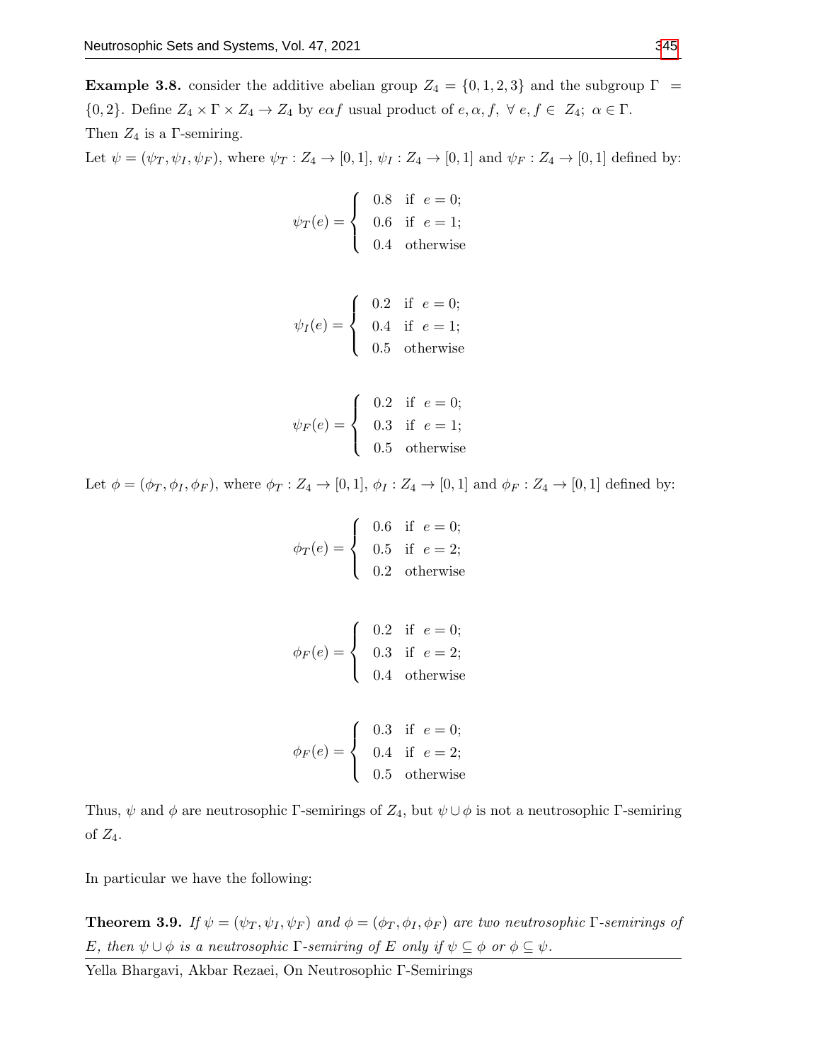**Example 3.8.** consider the additive abelian group $Z_4 = \{0, 1, 2, 3\}$ and the subgroup $\Gamma = \{0, 2\}$. Define $Z_4 \times \Gamma \times Z_4 \to Z_4$ by $e\alpha f$ usual product of $e, \alpha, f$, $\forall\ e, f \in\ Z_4;\ \alpha \in \Gamma$.
Then $Z_4$ is a $\Gamma$-semiring.
Let $\psi = (\psi_T, \psi_I, \psi_F)$, where $\psi_T : Z_4 \to [0, 1]$, $\psi_I : Z_4 \to [0, 1]$ and $\psi_F : Z_4 \to [0, 1]$ defined by:

$$\psi_T(e) = \begin{cases} 0.8 & \text{if } \ e = 0; \\ 0.6 & \text{if } \ e = 1; \\ 0.4 & \text{otherwise} \end{cases}$$

$$\psi_I(e) = \begin{cases} 0.2 & \text{if } \ e = 0; \\ 0.4 & \text{if } \ e = 1; \\ 0.5 & \text{otherwise} \end{cases}$$

$$\psi_F(e) = \begin{cases} 0.2 & \text{if } \ e = 0; \\ 0.3 & \text{if } \ e = 1; \\ 0.5 & \text{otherwise} \end{cases}$$

Let $\phi = (\phi_T, \phi_I, \phi_F)$, where $\phi_T : Z_4 \to [0, 1]$, $\phi_I : Z_4 \to [0, 1]$ and $\phi_F : Z_4 \to [0, 1]$ defined by:

$$\phi_T(e) = \begin{cases} 0.6 & \text{if } \ e = 0; \\ 0.5 & \text{if } \ e = 2; \\ 0.2 & \text{otherwise} \end{cases}$$

$$\phi_F(e) = \begin{cases} 0.2 & \text{if } \ e = 0; \\ 0.3 & \text{if } \ e = 2; \\ 0.4 & \text{otherwise} \end{cases}$$

$$\phi_F(e) = \begin{cases} 0.3 & \text{if } \ e = 0; \\ 0.4 & \text{if } \ e = 2; \\ 0.5 & \text{otherwise} \end{cases}$$

Thus, $\psi$ and $\phi$ are neutrosophic $\Gamma$-semirings of $Z_4$, but $\psi \cup \phi$ is not a neutrosophic $\Gamma$-semiring of $Z_4$.

In particular we have the following:

**Theorem 3.9.** *If $\psi = (\psi_T, \psi_I, \psi_F)$ and $\phi = (\phi_T, \phi_I, \phi_F)$ are two neutrosophic $\Gamma$-semirings of $E$, then $\psi \cup \phi$ is a neutrosophic $\Gamma$-semiring of $E$ only if $\psi \subseteq \phi$ or $\phi \subseteq \psi$.*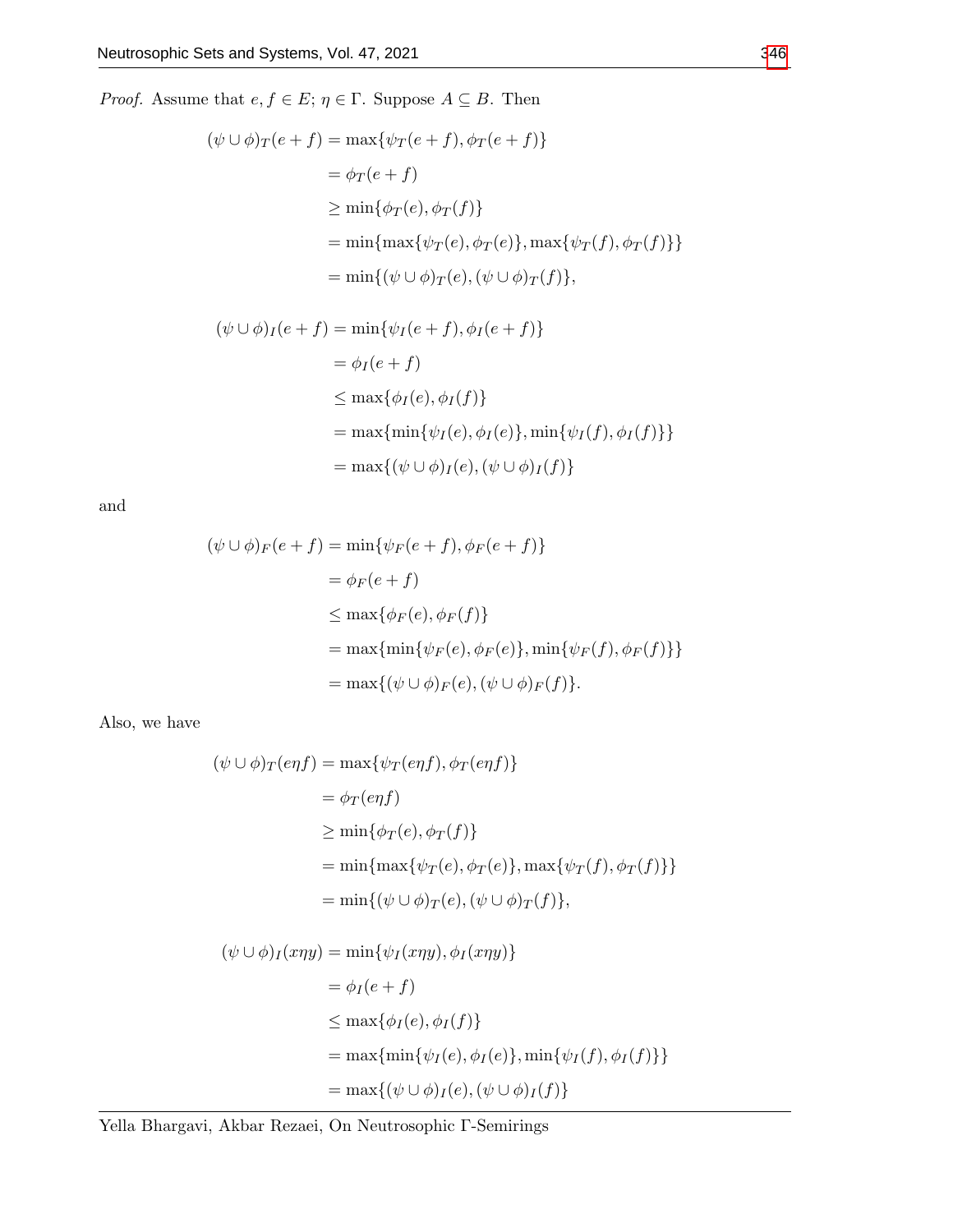*Proof.* Assume that $e, f \in E$; $\eta \in \Gamma$. Suppose $A \subseteq B$. Then

$$
\begin{aligned}
(\psi \cup \phi)_T(e+f) &= \max\{\psi_T(e+f), \phi_T(e+f)\} \\
&= \phi_T(e+f) \\
&\geq \min\{\phi_T(e), \phi_T(f)\} \\
&= \min\{\max\{\psi_T(e), \phi_T(e)\}, \max\{\psi_T(f), \phi_T(f)\}\} \\
&= \min\{(\psi \cup \phi)_T(e), (\psi \cup \phi)_T(f)\},
\end{aligned}
$$

$$
\begin{aligned}
(\psi \cup \phi)_I(e+f) &= \min\{\psi_I(e+f), \phi_I(e+f)\} \\
&= \phi_I(e+f) \\
&\leq \max\{\phi_I(e), \phi_I(f)\} \\
&= \max\{\min\{\psi_I(e), \phi_I(e)\}, \min\{\psi_I(f), \phi_I(f)\}\} \\
&= \max\{(\psi \cup \phi)_I(e), (\psi \cup \phi)_I(f)\}
\end{aligned}
$$

and

$$
\begin{aligned}
(\psi \cup \phi)_F(e+f) &= \min\{\psi_F(e+f), \phi_F(e+f)\} \\
&= \phi_F(e+f) \\
&\leq \max\{\phi_F(e), \phi_F(f)\} \\
&= \max\{\min\{\psi_F(e), \phi_F(e)\}, \min\{\psi_F(f), \phi_F(f)\}\} \\
&= \max\{(\psi \cup \phi)_F(e), (\psi \cup \phi)_F(f)\}.
\end{aligned}
$$

Also, we have

$$
\begin{aligned}
(\psi \cup \phi)_T(e\eta f) &= \max\{\psi_T(e\eta f), \phi_T(e\eta f)\} \\
&= \phi_T(e\eta f) \\
&\geq \min\{\phi_T(e), \phi_T(f)\} \\
&= \min\{\max\{\psi_T(e), \phi_T(e)\}, \max\{\psi_T(f), \phi_T(f)\}\} \\
&= \min\{(\psi \cup \phi)_T(e), (\psi \cup \phi)_T(f)\},
\end{aligned}
$$

$$
\begin{aligned}
(\psi \cup \phi)_I(x\eta y) &= \min\{\psi_I(x\eta y), \phi_I(x\eta y)\} \\
&= \phi_I(e+f) \\
&\leq \max\{\phi_I(e), \phi_I(f)\} \\
&= \max\{\min\{\psi_I(e), \phi_I(e)\}, \min\{\psi_I(f), \phi_I(f)\}\} \\
&= \max\{(\psi \cup \phi)_I(e), (\psi \cup \phi)_I(f)\}
\end{aligned}
$$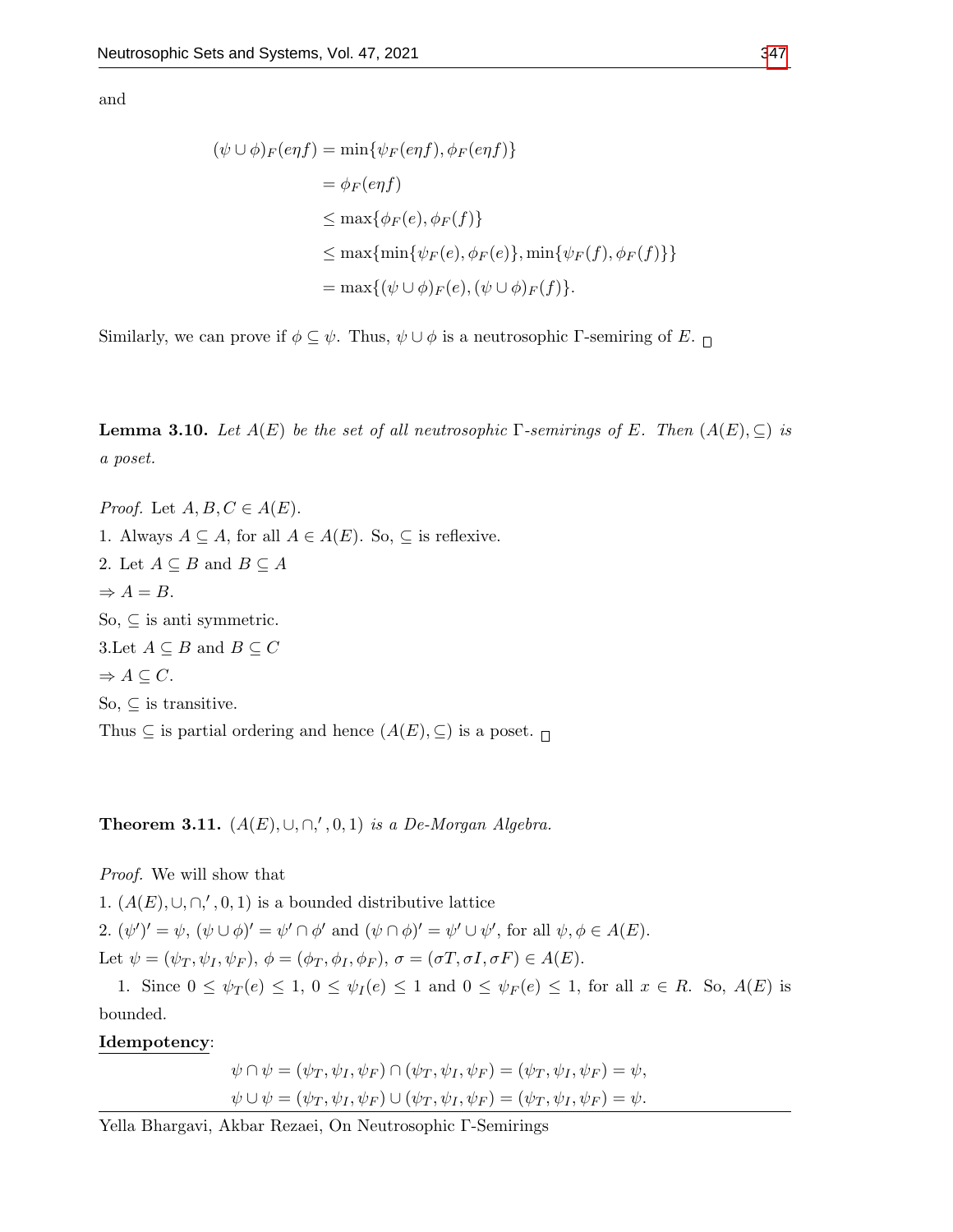and

$$
\begin{aligned}
(\psi \cup \phi)_F(e\eta f) &= \min\{\psi_F(e\eta f), \phi_F(e\eta f)\} \\
&= \phi_F(e\eta f) \\
&\leq \max\{\phi_F(e), \phi_F(f)\} \\
&\leq \max\{\min\{\psi_F(e), \phi_F(e)\}, \min\{\psi_F(f), \phi_F(f)\}\} \\
&= \max\{(\psi \cup \phi)_F(e), (\psi \cup \phi)_F(f)\}.
\end{aligned}
$$

Similarly, we can prove if $\phi \subseteq \psi$. Thus, $\psi \cup \phi$ is a neutrosophic $\Gamma$-semiring of $E$. □

**Lemma 3.10.** *Let $A(E)$ be the set of all neutrosophic $\Gamma$-semirings of $E$. Then $(A(E), \subseteq)$ is a poset.*

*Proof.* Let $A, B, C \in A(E)$.
1. Always $A \subseteq A$, for all $A \in A(E)$. So, $\subseteq$ is reflexive.
2. Let $A \subseteq B$ and $B \subseteq A$
$\Rightarrow A = B$.
So, $\subseteq$ is anti symmetric.
3.Let $A \subseteq B$ and $B \subseteq C$
$\Rightarrow A \subseteq C$.
So, $\subseteq$ is transitive.
Thus $\subseteq$ is partial ordering and hence $(A(E), \subseteq)$ is a poset. □

**Theorem 3.11.** *$(A(E), \cup, \cap, ', 0, 1)$ is a De-Morgan Algebra.*

*Proof.* We will show that
1. $(A(E), \cup, \cap, ', 0, 1)$ is a bounded distributive lattice
2. $(\psi')' = \psi$, $(\psi \cup \phi)' = \psi' \cap \phi'$ and $(\psi \cap \phi)' = \psi' \cup \psi'$, for all $\psi, \phi \in A(E)$.
Let $\psi = (\psi_T, \psi_I, \psi_F)$, $\phi = (\phi_T, \phi_I, \phi_F)$, $\sigma = (\sigma T, \sigma I, \sigma F) \in A(E)$.

1. Since $0 \leq \psi_T(e) \leq 1$, $0 \leq \psi_I(e) \leq 1$ and $0 \leq \psi_F(e) \leq 1$, for all $x \in R$. So, $A(E)$ is bounded.

<u>**Idempotency**</u>:

$$\psi \cap \psi = (\psi_T, \psi_I, \psi_F) \cap (\psi_T, \psi_I, \psi_F) = (\psi_T, \psi_I, \psi_F) = \psi,$$
$$\psi \cup \psi = (\psi_T, \psi_I, \psi_F) \cup (\psi_T, \psi_I, \psi_F) = (\psi_T, \psi_I, \psi_F) = \psi.$$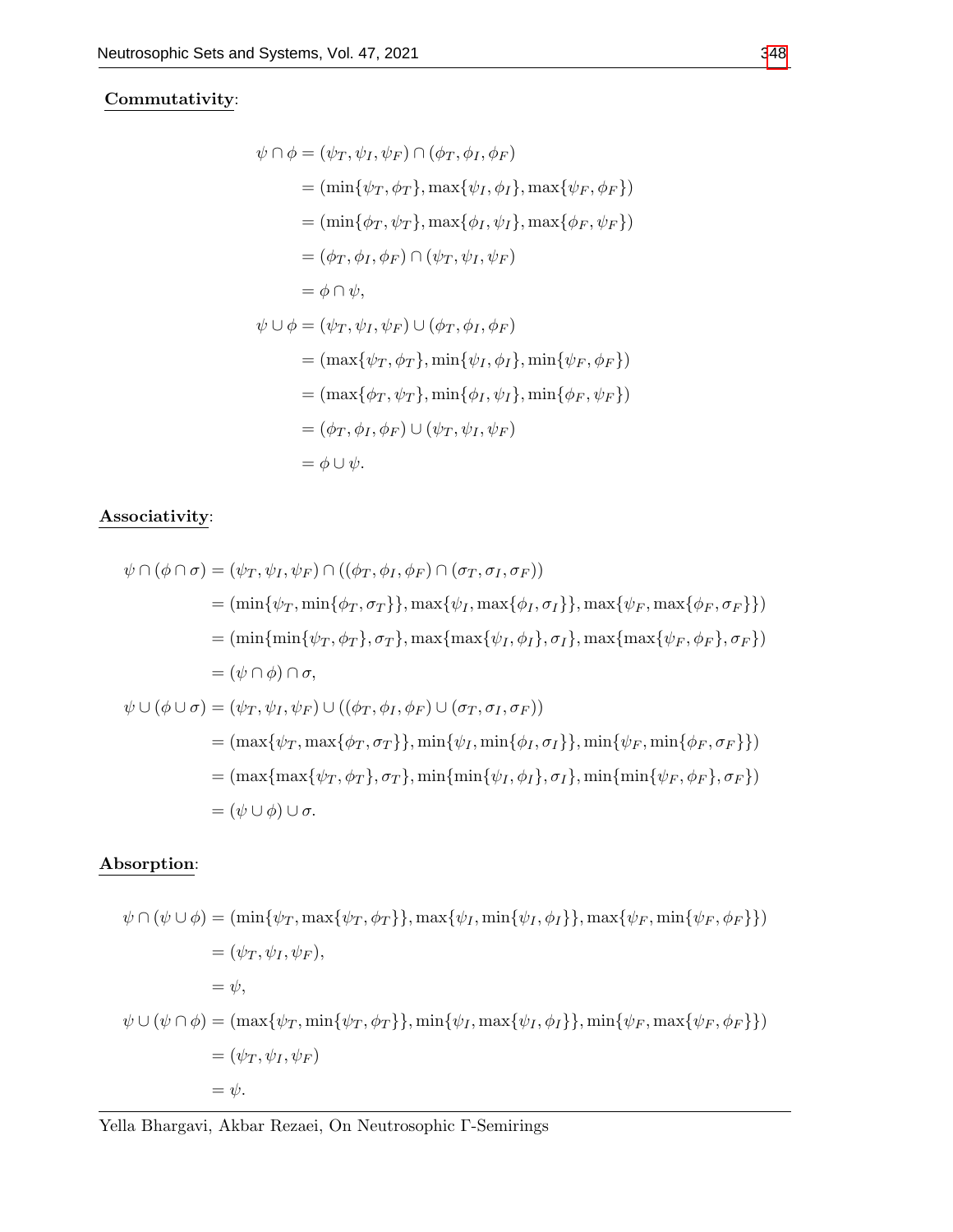**Commutativity**:

$$
\begin{aligned}
\psi \cap \phi &= (\psi_T, \psi_I, \psi_F) \cap (\phi_T, \phi_I, \phi_F) \\
&= (\min\{\psi_T, \phi_T\}, \max\{\psi_I, \phi_I\}, \max\{\psi_F, \phi_F\}) \\
&= (\min\{\phi_T, \psi_T\}, \max\{\phi_I, \psi_I\}, \max\{\phi_F, \psi_F\}) \\
&= (\phi_T, \phi_I, \phi_F) \cap (\psi_T, \psi_I, \psi_F) \\
&= \phi \cap \psi, \\
\psi \cup \phi &= (\psi_T, \psi_I, \psi_F) \cup (\phi_T, \phi_I, \phi_F) \\
&= (\max\{\psi_T, \phi_T\}, \min\{\psi_I, \phi_I\}, \min\{\psi_F, \phi_F\}) \\
&= (\max\{\phi_T, \psi_T\}, \min\{\phi_I, \psi_I\}, \min\{\phi_F, \psi_F\}) \\
&= (\phi_T, \phi_I, \phi_F) \cup (\psi_T, \psi_I, \psi_F) \\
&= \phi \cup \psi.
\end{aligned}
$$

**Associativity**:

$$
\begin{aligned}
\psi \cap (\phi \cap \sigma) &= (\psi_T, \psi_I, \psi_F) \cap ((\phi_T, \phi_I, \phi_F) \cap (\sigma_T, \sigma_I, \sigma_F)) \\
&= (\min\{\psi_T, \min\{\phi_T, \sigma_T\}\}, \max\{\psi_I, \max\{\phi_I, \sigma_I\}\}, \max\{\psi_F, \max\{\phi_F, \sigma_F\}\}) \\
&= (\min\{\min\{\psi_T, \phi_T\}, \sigma_T\}, \max\{\max\{\psi_I, \phi_I\}, \sigma_I\}, \max\{\max\{\psi_F, \phi_F\}, \sigma_F\}) \\
&= (\psi \cap \phi) \cap \sigma, \\
\psi \cup (\phi \cup \sigma) &= (\psi_T, \psi_I, \psi_F) \cup ((\phi_T, \phi_I, \phi_F) \cup (\sigma_T, \sigma_I, \sigma_F)) \\
&= (\max\{\psi_T, \max\{\phi_T, \sigma_T\}\}, \min\{\psi_I, \min\{\phi_I, \sigma_I\}\}, \min\{\psi_F, \min\{\phi_F, \sigma_F\}\}) \\
&= (\max\{\max\{\psi_T, \phi_T\}, \sigma_T\}, \min\{\min\{\psi_I, \phi_I\}, \sigma_I\}, \min\{\min\{\psi_F, \phi_F\}, \sigma_F\}) \\
&= (\psi \cup \phi) \cup \sigma.
\end{aligned}
$$

**Absorption**:

$$
\begin{aligned}
\psi \cap (\psi \cup \phi) &= (\min\{\psi_T, \max\{\psi_T, \phi_T\}\}, \max\{\psi_I, \min\{\psi_I, \phi_I\}\}, \max\{\psi_F, \min\{\psi_F, \phi_F\}\}) \\
&= (\psi_T, \psi_I, \psi_F), \\
&= \psi, \\
\psi \cup (\psi \cap \phi) &= (\max\{\psi_T, \min\{\psi_T, \phi_T\}\}, \min\{\psi_I, \max\{\psi_I, \phi_I\}\}, \min\{\psi_F, \max\{\psi_F, \phi_F\}\}) \\
&= (\psi_T, \psi_I, \psi_F) \\
&= \psi.
\end{aligned}
$$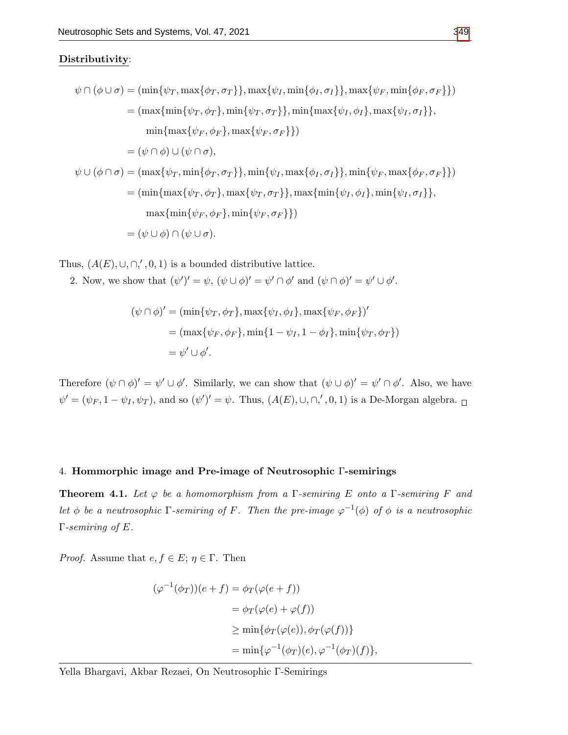**Distributivity**:

$$
\begin{aligned}
\psi \cap (\phi \cup \sigma) &= (\min\{\psi_T, \max\{\phi_T, \sigma_T\}\}, \max\{\psi_I, \min\{\phi_I, \sigma_I\}\}, \max\{\psi_F, \min\{\phi_F, \sigma_F\}\}) \\
&= (\max\{\min\{\psi_T, \phi_T\}, \min\{\psi_T, \sigma_T\}\}, \min\{\max\{\psi_I, \phi_I\}, \max\{\psi_I, \sigma_I\}\}, \\
&\qquad \min\{\max\{\psi_F, \phi_F\}, \max\{\psi_F, \sigma_F\}\}) \\
&= (\psi \cap \phi) \cup (\psi \cap \sigma), \\
\psi \cup (\phi \cap \sigma) &= (\max\{\psi_T, \min\{\phi_T, \sigma_T\}\}, \min\{\psi_I, \max\{\phi_I, \sigma_I\}\}, \min\{\psi_F, \max\{\phi_F, \sigma_F\}\}) \\
&= (\min\{\max\{\psi_T, \phi_T\}, \max\{\psi_T, \sigma_T\}\}, \max\{\min\{\psi_I, \phi_I\}, \min\{\psi_I, \sigma_I\}\}, \\
&\qquad \max\{\min\{\psi_F, \phi_F\}, \min\{\psi_F, \sigma_F\}\}) \\
&= (\psi \cup \phi) \cap (\psi \cup \sigma).
\end{aligned}
$$

Thus, $(A(E), \cup, \cap, ', 0, 1)$ is a bounded distributive lattice.

2. Now, we show that $(\psi')' = \psi$, $(\psi \cup \phi)' = \psi' \cap \phi'$ and $(\psi \cap \phi)' = \psi' \cup \phi'$.

$$
\begin{aligned}
(\psi \cap \phi)' &= (\min\{\psi_T, \phi_T\}, \max\{\psi_I, \phi_I\}, \max\{\psi_F, \phi_F\})' \\
&= (\max\{\psi_F, \phi_F\}, \min\{1 - \psi_I, 1 - \phi_I\}, \min\{\psi_T, \phi_T\}) \\
&= \psi' \cup \phi'.
\end{aligned}
$$

Therefore $(\psi \cap \phi)' = \psi' \cup \phi'$. Similarly, we can show that $(\psi \cup \phi)' = \psi' \cap \phi'$. Also, we have $\psi' = (\psi_F, 1 - \psi_I, \psi_T)$, and so $(\psi')' = \psi$. Thus, $(A(E), \cup, \cap, ', 0, 1)$ is a De-Morgan algebra. □

## 4. Hommorphic image and Pre-image of Neutrosophic Γ-semirings

**Theorem 4.1.** *Let $\varphi$ be a homomorphism from a $\Gamma$-semiring $E$ onto a $\Gamma$-semiring $F$ and let $\phi$ be a neutrosophic $\Gamma$-semiring of $F$. Then the pre-image $\varphi^{-1}(\phi)$ of $\phi$ is a neutrosophic $\Gamma$-semiring of $E$.*

*Proof.* Assume that $e, f \in E$; $\eta \in \Gamma$. Then

$$
\begin{aligned}
(\varphi^{-1}(\phi_T))(e + f) &= \phi_T(\varphi(e + f)) \\
&= \phi_T(\varphi(e) + \varphi(f)) \\
&\geq \min\{\phi_T(\varphi(e)), \phi_T(\varphi(f))\} \\
&= \min\{\varphi^{-1}(\phi_T)(e), \varphi^{-1}(\phi_T)(f)\},
\end{aligned}
$$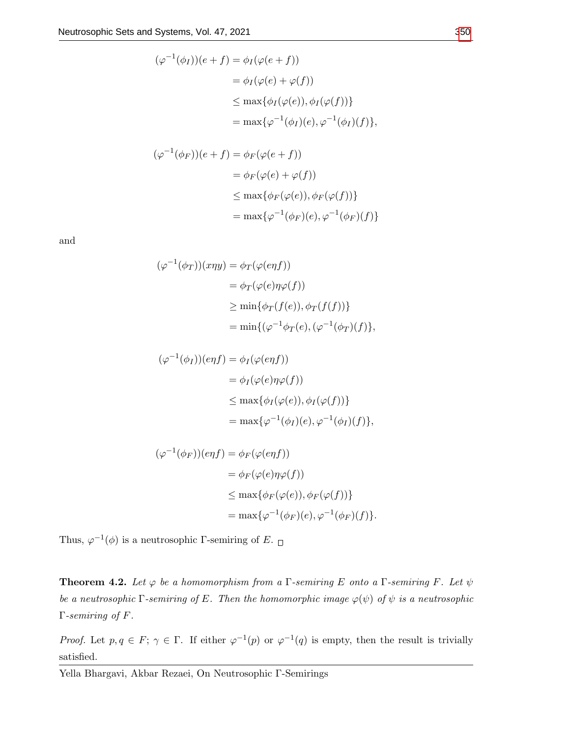$$
\begin{aligned}
(\varphi^{-1}(\phi_I))(e+f) &= \phi_I(\varphi(e+f)) \\
&= \phi_I(\varphi(e)+\varphi(f)) \\
&\leq \max\{\phi_I(\varphi(e)), \phi_I(\varphi(f))\} \\
&= \max\{\varphi^{-1}(\phi_I)(e), \varphi^{-1}(\phi_I)(f)\},
\end{aligned}
$$

$$
\begin{aligned}
(\varphi^{-1}(\phi_F))(e+f) &= \phi_F(\varphi(e+f)) \\
&= \phi_F(\varphi(e)+\varphi(f)) \\
&\leq \max\{\phi_F(\varphi(e)), \phi_F(\varphi(f))\} \\
&= \max\{\varphi^{-1}(\phi_F)(e), \varphi^{-1}(\phi_F)(f)\}
\end{aligned}
$$

and

$$
\begin{aligned}
(\varphi^{-1}(\phi_T))(x\eta y) &= \phi_T(\varphi(e\eta f)) \\
&= \phi_T(\varphi(e)\eta\varphi(f)) \\
&\geq \min\{\phi_T(f(e)), \phi_T(f(f))\} \\
&= \min\{(\varphi^{-1}\phi_T(e), (\varphi^{-1}(\phi_T)(f)\},
\end{aligned}
$$

$$
\begin{aligned}
(\varphi^{-1}(\phi_I))(e\eta f) &= \phi_I(\varphi(e\eta f)) \\
&= \phi_I(\varphi(e)\eta\varphi(f)) \\
&\leq \max\{\phi_I(\varphi(e)), \phi_I(\varphi(f))\} \\
&= \max\{\varphi^{-1}(\phi_I)(e), \varphi^{-1}(\phi_I)(f)\},
\end{aligned}
$$

$$
\begin{aligned}
(\varphi^{-1}(\phi_F))(e\eta f) &= \phi_F(\varphi(e\eta f)) \\
&= \phi_F(\varphi(e)\eta\varphi(f)) \\
&\leq \max\{\phi_F(\varphi(e)), \phi_F(\varphi(f))\} \\
&= \max\{\varphi^{-1}(\phi_F)(e), \varphi^{-1}(\phi_F)(f)\}.
\end{aligned}
$$

Thus, $\varphi^{-1}(\phi)$ is a neutrosophic $\Gamma$-semiring of $E$. □

**Theorem 4.2.** *Let $\varphi$ be a homomorphism from a $\Gamma$-semiring $E$ onto a $\Gamma$-semiring $F$. Let $\psi$ be a neutrosophic $\Gamma$-semiring of $E$. Then the homomorphic image $\varphi(\psi)$ of $\psi$ is a neutrosophic $\Gamma$-semiring of $F$.*

*Proof.* Let $p, q \in F$; $\gamma \in \Gamma$. If either $\varphi^{-1}(p)$ or $\varphi^{-1}(q)$ is empty, then the result is trivially satisfied.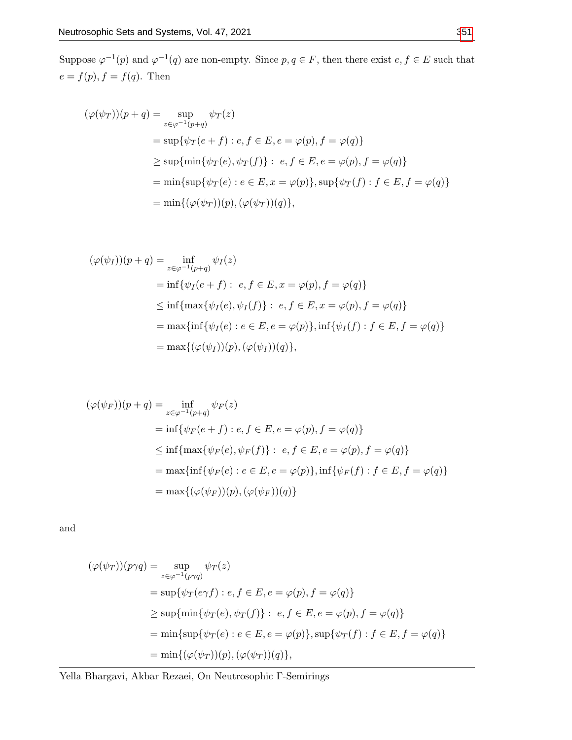Suppose $\varphi^{-1}(p)$ and $\varphi^{-1}(q)$ are non-empty. Since $p, q \in F$, then there exist $e, f \in E$ such that $e = f(p), f = f(q)$. Then

$$
\begin{aligned}
(\varphi(\psi_T))(p+q) &= \sup_{z \in \varphi^{-1}(p+q)} \psi_T(z) \\
&= \sup\{\psi_T(e+f) : e, f \in E, e = \varphi(p), f = \varphi(q)\} \\
&\geq \sup\{\min\{\psi_T(e), \psi_T(f)\} : \; e, f \in E, e = \varphi(p), f = \varphi(q)\} \\
&= \min\{\sup\{\psi_T(e) : e \in E, x = \varphi(p)\}, \sup\{\psi_T(f) : f \in E, f = \varphi(q)\} \\
&= \min\{(\varphi(\psi_T))(p), (\varphi(\psi_T))(q)\},
\end{aligned}
$$

$$
\begin{aligned}
(\varphi(\psi_I))(p+q) &= \inf_{z \in \varphi^{-1}(p+q)} \psi_I(z) \\
&= \inf\{\psi_I(e+f) : \; e, f \in E, x = \varphi(p), f = \varphi(q)\} \\
&\leq \inf\{\max\{\psi_I(e), \psi_I(f)\} : \; e, f \in E, x = \varphi(p), f = \varphi(q)\} \\
&= \max\{\inf\{\psi_I(e) : e \in E, e = \varphi(p)\}, \inf\{\psi_I(f) : f \in E, f = \varphi(q)\} \\
&= \max\{(\varphi(\psi_I))(p), (\varphi(\psi_I))(q)\},
\end{aligned}
$$

$$
\begin{aligned}
(\varphi(\psi_F))(p+q) &= \inf_{z \in \varphi^{-1}(p+q)} \psi_F(z) \\
&= \inf\{\psi_F(e+f) : e, f \in E, e = \varphi(p), f = \varphi(q)\} \\
&\leq \inf\{\max\{\psi_F(e), \psi_F(f)\} : \; e, f \in E, e = \varphi(p), f = \varphi(q)\} \\
&= \max\{\inf\{\psi_F(e) : e \in E, e = \varphi(p)\}, \inf\{\psi_F(f) : f \in E, f = \varphi(q)\} \\
&= \max\{(\varphi(\psi_F))(p), (\varphi(\psi_F))(q)\}
\end{aligned}
$$

and

$$
\begin{aligned}
(\varphi(\psi_T))(p\gamma q) &= \sup_{z \in \varphi^{-1}(p\gamma q)} \psi_T(z) \\
&= \sup\{\psi_T(e\gamma f) : e, f \in E, e = \varphi(p), f = \varphi(q)\} \\
&\geq \sup\{\min\{\psi_T(e), \psi_T(f)\} : \; e, f \in E, e = \varphi(p), f = \varphi(q)\} \\
&= \min\{\sup\{\psi_T(e) : e \in E, e = \varphi(p)\}, \sup\{\psi_T(f) : f \in E, f = \varphi(q)\} \\
&= \min\{(\varphi(\psi_T))(p), (\varphi(\psi_T))(q)\},
\end{aligned}
$$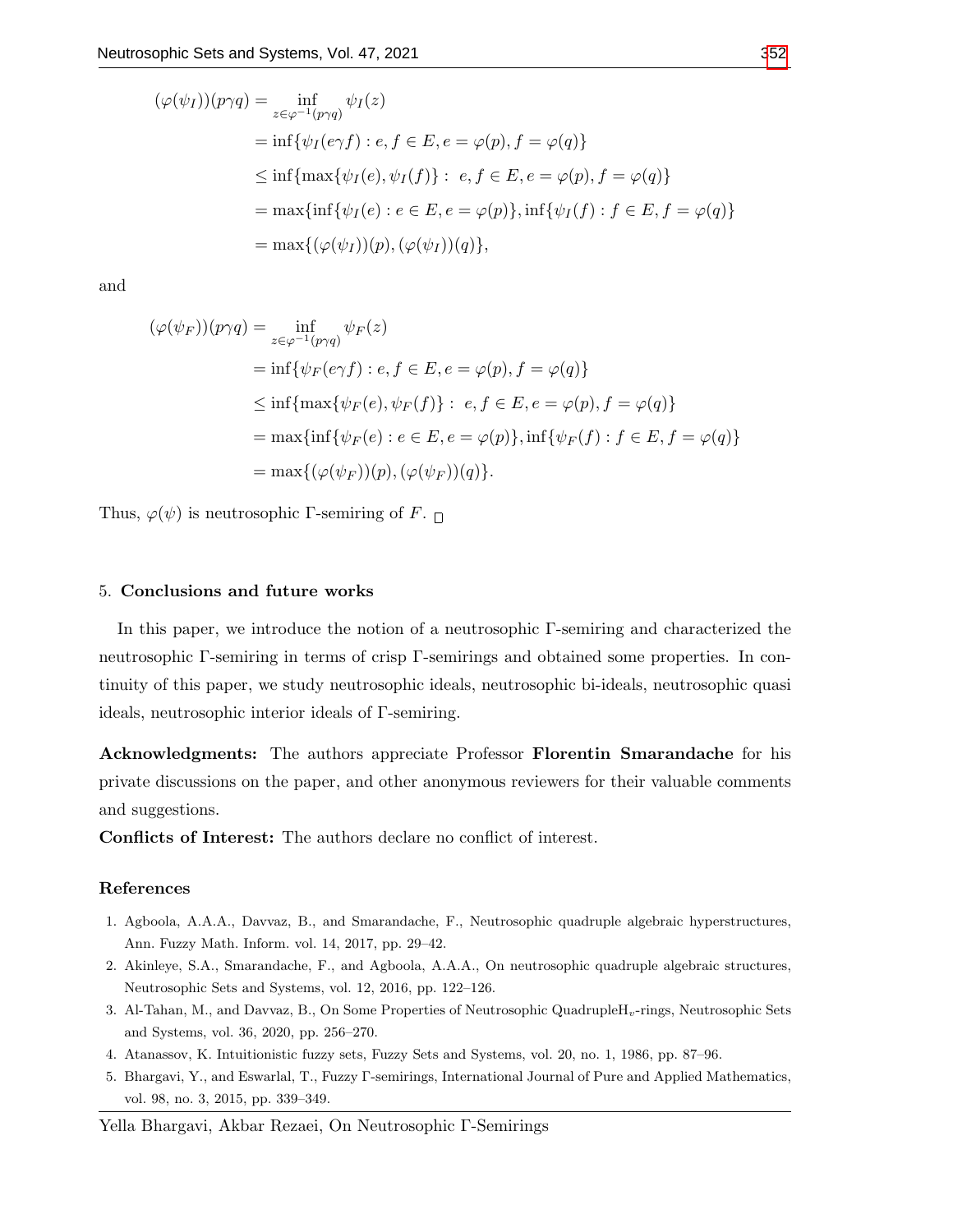$$
\begin{aligned}
(\varphi(\psi_I))(p\gamma q) &= \inf_{z\in\varphi^{-1}(p\gamma q)} \psi_I(z) \\
&= \inf\{\psi_I(e\gamma f) : e, f \in E, e = \varphi(p), f = \varphi(q)\} \\
&\leq \inf\{\max\{\psi_I(e), \psi_I(f)\} : \ e, f \in E, e = \varphi(p), f = \varphi(q)\} \\
&= \max\{\inf\{\psi_I(e) : e \in E, e = \varphi(p)\}, \inf\{\psi_I(f) : f \in E, f = \varphi(q)\} \\
&= \max\{(\varphi(\psi_I))(p), (\varphi(\psi_I))(q)\},
\end{aligned}
$$

and

$$
\begin{aligned}
(\varphi(\psi_F))(p\gamma q) &= \inf_{z\in\varphi^{-1}(p\gamma q)} \psi_F(z) \\
&= \inf\{\psi_F(e\gamma f) : e, f \in E, e = \varphi(p), f = \varphi(q)\} \\
&\leq \inf\{\max\{\psi_F(e), \psi_F(f)\} : \ e, f \in E, e = \varphi(p), f = \varphi(q)\} \\
&= \max\{\inf\{\psi_F(e) : e \in E, e = \varphi(p)\}, \inf\{\psi_F(f) : f \in E, f = \varphi(q)\} \\
&= \max\{(\varphi(\psi_F))(p), (\varphi(\psi_F))(q)\}.
\end{aligned}
$$

Thus, $\varphi(\psi)$ is neutrosophic $\Gamma$-semiring of $F$. □

## 5. Conclusions and future works

In this paper, we introduce the notion of a neutrosophic $\Gamma$-semiring and characterized the neutrosophic $\Gamma$-semiring in terms of crisp $\Gamma$-semirings and obtained some properties. In continuity of this paper, we study neutrosophic ideals, neutrosophic bi-ideals, neutrosophic quasi ideals, neutrosophic interior ideals of $\Gamma$-semiring.

**Acknowledgments:** The authors appreciate Professor **Florentin Smarandache** for his private discussions on the paper, and other anonymous reviewers for their valuable comments and suggestions.

**Conflicts of Interest:** The authors declare no conflict of interest.

## References

1. Agboola, A.A.A., Davvaz, B., and Smarandache, F., Neutrosophic quadruple algebraic hyperstructures, Ann. Fuzzy Math. Inform. vol. 14, 2017, pp. 29–42.
2. Akinleye, S.A., Smarandache, F., and Agboola, A.A.A., On neutrosophic quadruple algebraic structures, Neutrosophic Sets and Systems, vol. 12, 2016, pp. 122–126.
3. Al-Tahan, M., and Davvaz, B., On Some Properties of Neutrosophic Quadruple$H_v$-rings, Neutrosophic Sets and Systems, vol. 36, 2020, pp. 256–270.
4. Atanassov, K. Intuitionistic fuzzy sets, Fuzzy Sets and Systems, vol. 20, no. 1, 1986, pp. 87–96.
5. Bhargavi, Y., and Eswarlal, T., Fuzzy $\Gamma$-semirings, International Journal of Pure and Applied Mathematics, vol. 98, no. 3, 2015, pp. 339–349.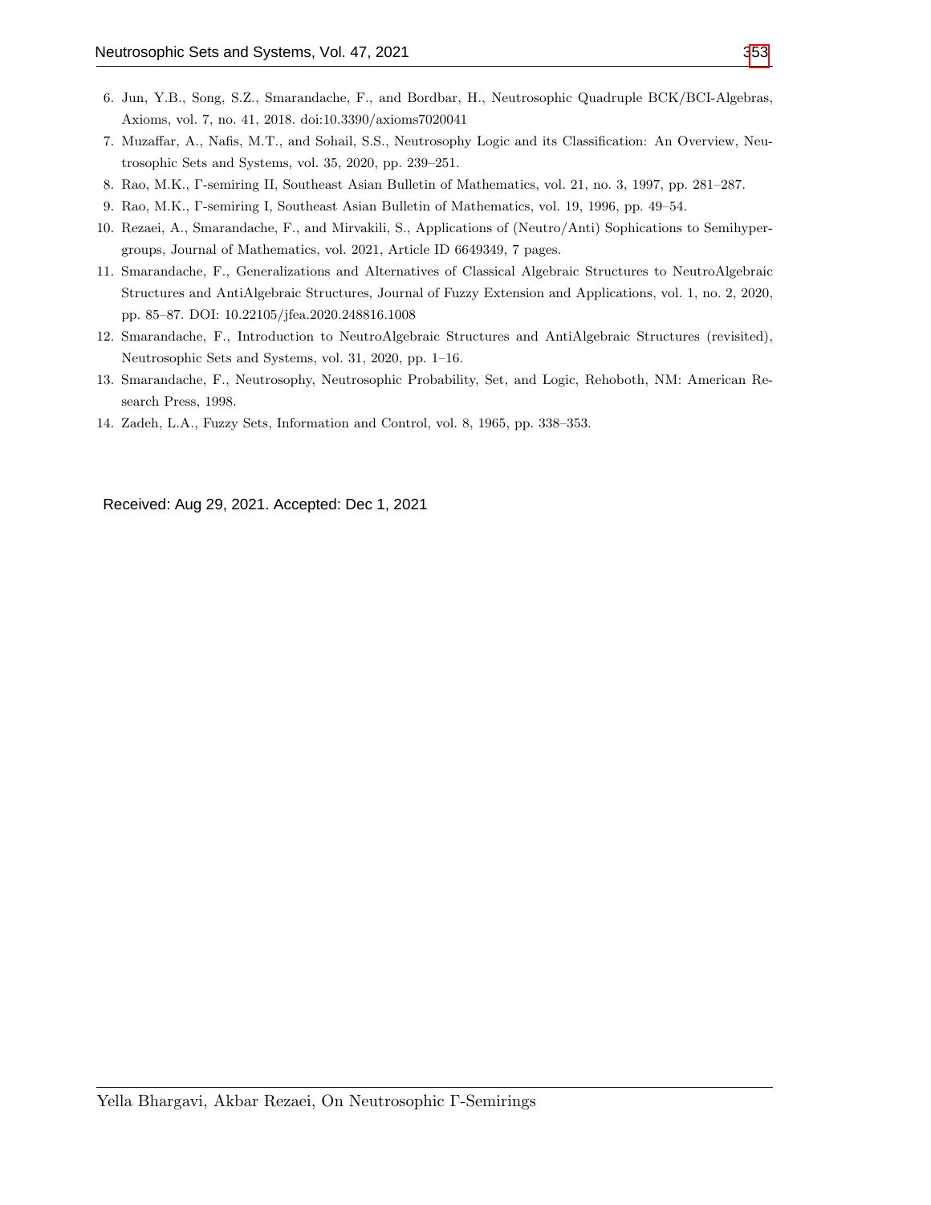6. Jun, Y.B., Song, S.Z., Smarandache, F., and Bordbar, H., Neutrosophic Quadruple BCK/BCI-Algebras, Axioms, vol. 7, no. 41, 2018. doi:10.3390/axioms7020041
7. Muzaffar, A., Nafis, M.T., and Sohail, S.S., Neutrosophy Logic and its Classification: An Overview, Neutrosophic Sets and Systems, vol. 35, 2020, pp. 239–251.
8. Rao, M.K., Γ-semiring II, Southeast Asian Bulletin of Mathematics, vol. 21, no. 3, 1997, pp. 281–287.
9. Rao, M.K., Γ-semiring I, Southeast Asian Bulletin of Mathematics, vol. 19, 1996, pp. 49–54.
10. Rezaei, A., Smarandache, F., and Mirvakili, S., Applications of (Neutro/Anti) Sophications to Semihypergroups, Journal of Mathematics, vol. 2021, Article ID 6649349, 7 pages.
11. Smarandache, F., Generalizations and Alternatives of Classical Algebraic Structures to NeutroAlgebraic Structures and AntiAlgebraic Structures, Journal of Fuzzy Extension and Applications, vol. 1, no. 2, 2020, pp. 85–87. DOI: 10.22105/jfea.2020.248816.1008
12. Smarandache, F., Introduction to NeutroAlgebraic Structures and AntiAlgebraic Structures (revisited), Neutrosophic Sets and Systems, vol. 31, 2020, pp. 1–16.
13. Smarandache, F., Neutrosophy, Neutrosophic Probability, Set, and Logic, Rehoboth, NM: American Research Press, 1998.
14. Zadeh, L.A., Fuzzy Sets, Information and Control, vol. 8, 1965, pp. 338–353.

Received: Aug 29, 2021. Accepted: Dec 1, 2021